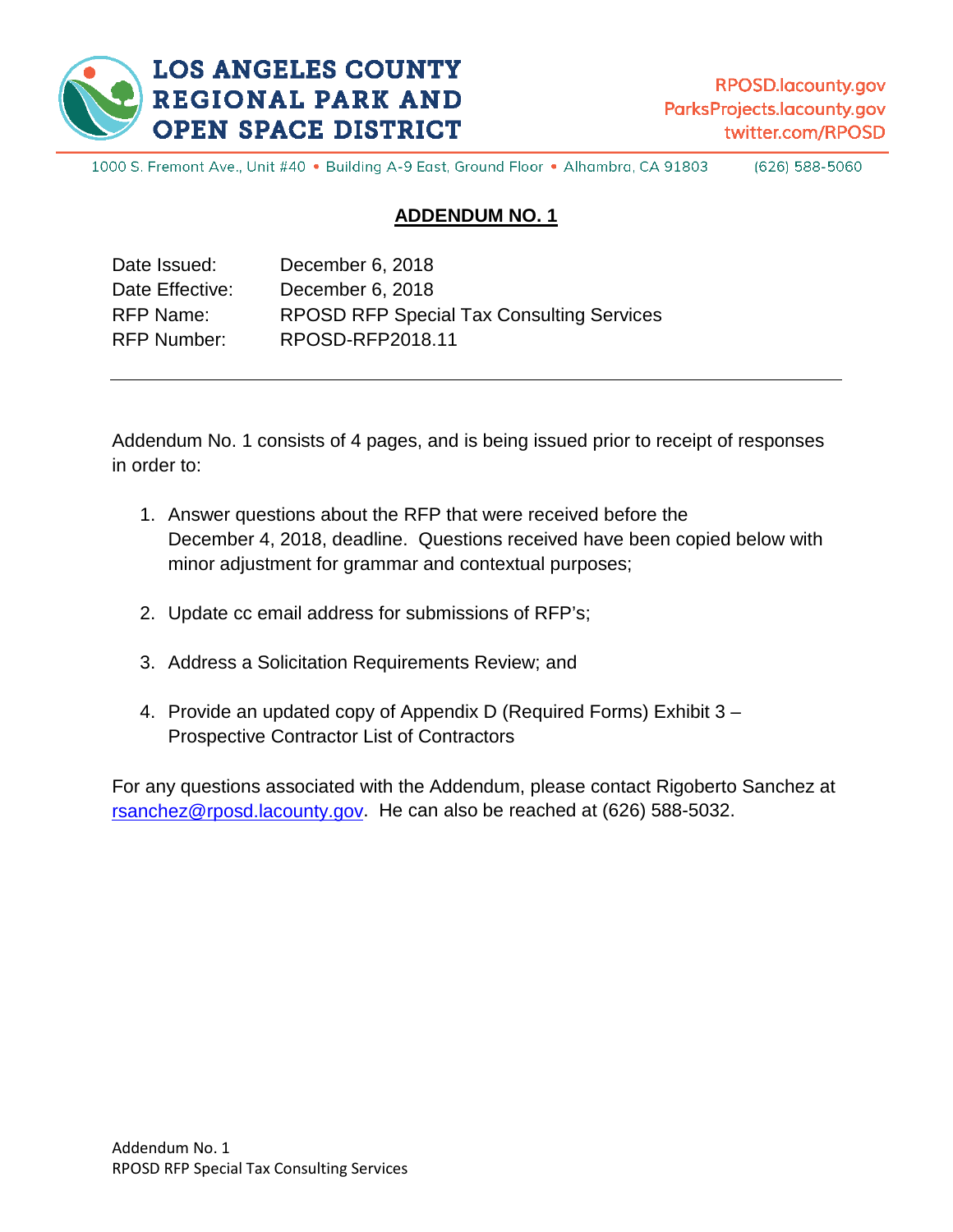**LOS ANGELES COUNTY REGIONAL PARK AND OPEN SPACE DISTRICT**

RPOSD.lacounty.gov
ParksProjects.lacounty.gov
twitter.com/RPOSD

1000 S. Fremont Ave., Unit #40 • Building A-9 East, Ground Floor • Alhambra, CA 91803 (626) 588-5060

# ADDENDUM NO. 1

| | |
|---|---|
| Date Issued: | December 6, 2018 |
| Date Effective: | December 6, 2018 |
| RFP Name: | RPOSD RFP Special Tax Consulting Services |
| RFP Number: | RPOSD-RFP2018.11 |

---

Addendum No. 1 consists of 4 pages, and is being issued prior to receipt of responses in order to:

1. Answer questions about the RFP that were received before the December 4, 2018, deadline. Questions received have been copied below with minor adjustment for grammar and contextual purposes;

2. Update cc email address for submissions of RFP's;

3. Address a Solicitation Requirements Review; and

4. Provide an updated copy of Appendix D (Required Forms) Exhibit 3 – Prospective Contractor List of Contractors

For any questions associated with the Addendum, please contact Rigoberto Sanchez at rsanchez@rposd.lacounty.gov. He can also be reached at (626) 588-5032.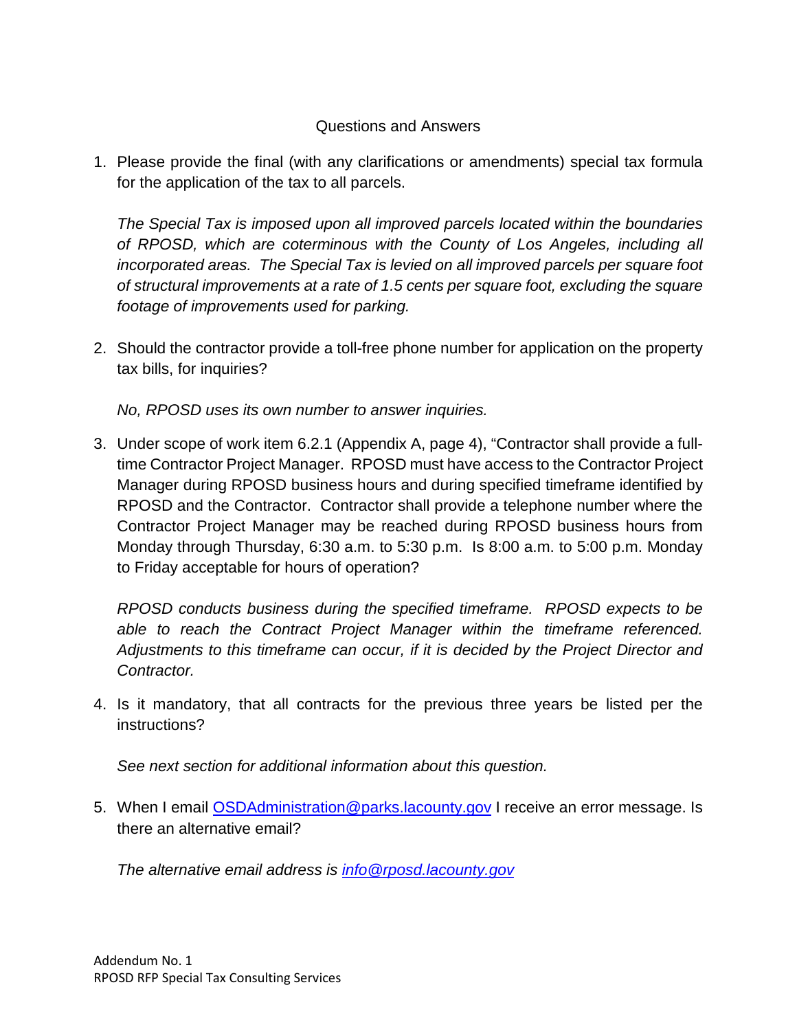Questions and Answers

1. Please provide the final (with any clarifications or amendments) special tax formula for the application of the tax to all parcels.

   *The Special Tax is imposed upon all improved parcels located within the boundaries of RPOSD, which are coterminous with the County of Los Angeles, including all incorporated areas. The Special Tax is levied on all improved parcels per square foot of structural improvements at a rate of 1.5 cents per square foot, excluding the square footage of improvements used for parking.*

2. Should the contractor provide a toll-free phone number for application on the property tax bills, for inquiries?

   *No, RPOSD uses its own number to answer inquiries.*

3. Under scope of work item 6.2.1 (Appendix A, page 4), "Contractor shall provide a full-time Contractor Project Manager. RPOSD must have access to the Contractor Project Manager during RPOSD business hours and during specified timeframe identified by RPOSD and the Contractor. Contractor shall provide a telephone number where the Contractor Project Manager may be reached during RPOSD business hours from Monday through Thursday, 6:30 a.m. to 5:30 p.m. Is 8:00 a.m. to 5:00 p.m. Monday to Friday acceptable for hours of operation?

   *RPOSD conducts business during the specified timeframe. RPOSD expects to be able to reach the Contract Project Manager within the timeframe referenced. Adjustments to this timeframe can occur, if it is decided by the Project Director and Contractor.*

4. Is it mandatory, that all contracts for the previous three years be listed per the instructions?

   *See next section for additional information about this question.*

5. When I email OSDAdministration@parks.lacounty.gov I receive an error message. Is there an alternative email?

   *The alternative email address is info@rposd.lacounty.gov*

Addendum No. 1
RPOSD RFP Special Tax Consulting Services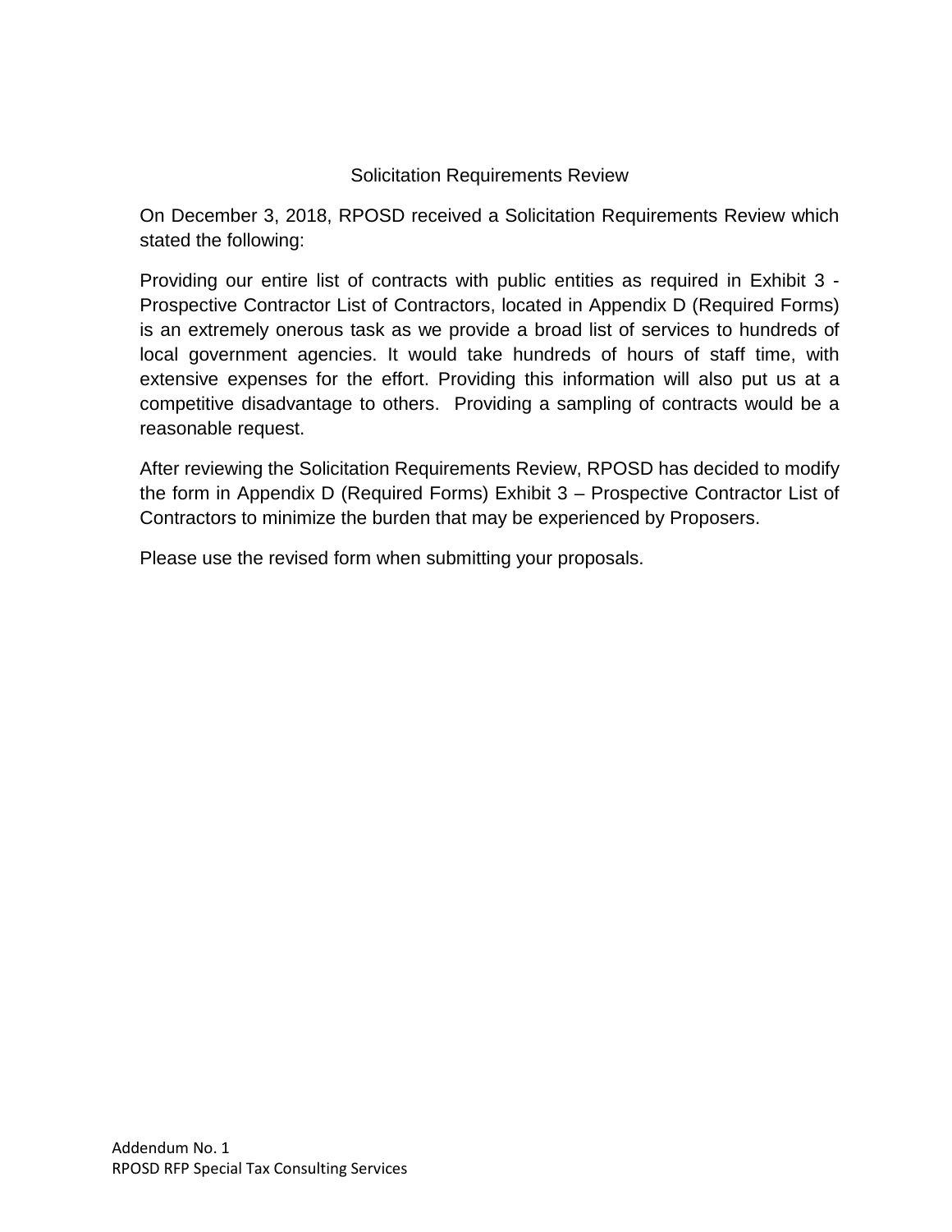## Solicitation Requirements Review

On December 3, 2018, RPOSD received a Solicitation Requirements Review which stated the following:

Providing our entire list of contracts with public entities as required in Exhibit 3 - Prospective Contractor List of Contractors, located in Appendix D (Required Forms) is an extremely onerous task as we provide a broad list of services to hundreds of local government agencies. It would take hundreds of hours of staff time, with extensive expenses for the effort. Providing this information will also put us at a competitive disadvantage to others. Providing a sampling of contracts would be a reasonable request.

After reviewing the Solicitation Requirements Review, RPOSD has decided to modify the form in Appendix D (Required Forms) Exhibit 3 – Prospective Contractor List of Contractors to minimize the burden that may be experienced by Proposers.

Please use the revised form when submitting your proposals.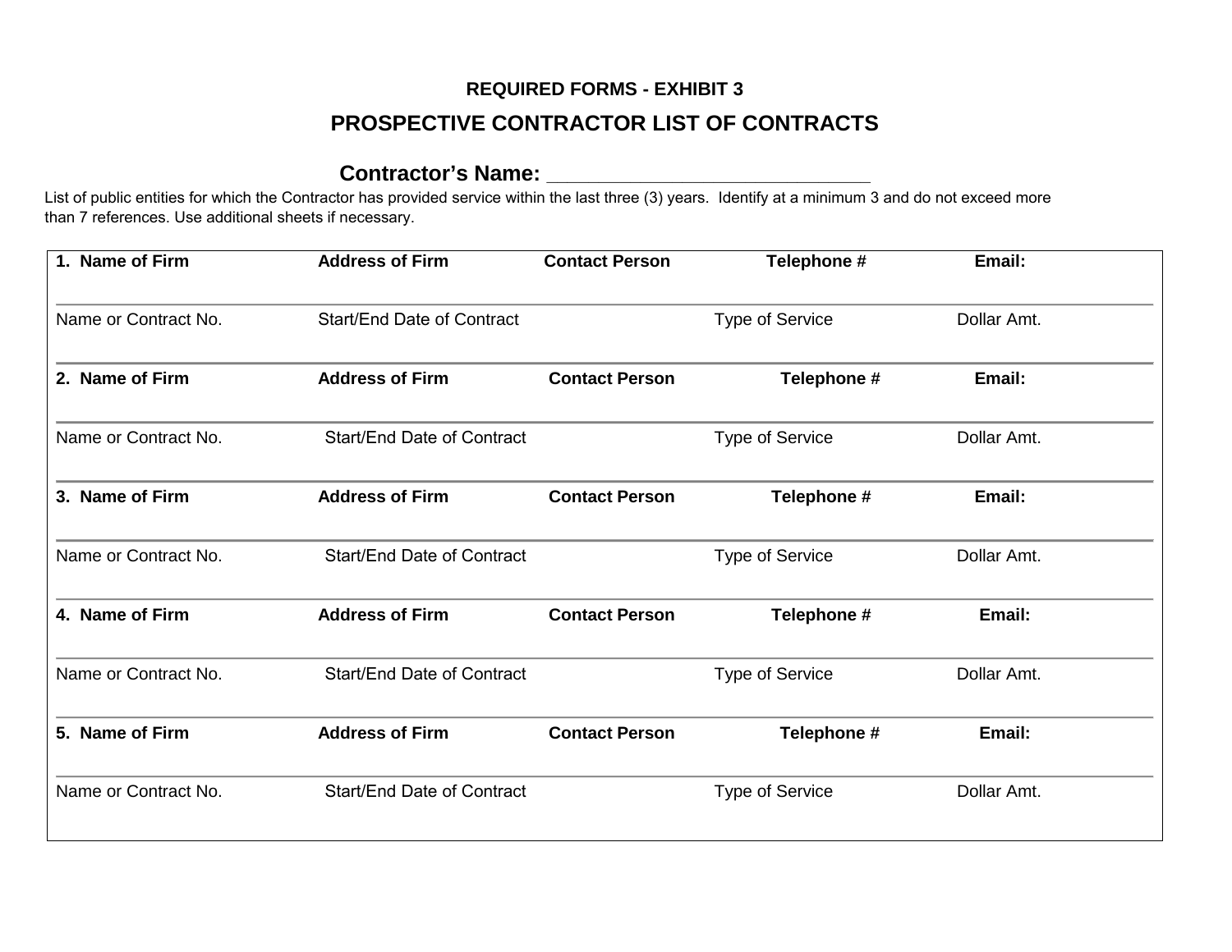### REQUIRED FORMS - EXHIBIT 3

## PROSPECTIVE CONTRACTOR LIST OF CONTRACTS

**Contractor's Name: ______________________________**

List of public entities for which the Contractor has provided service within the last three (3) years. Identify at a minimum 3 and do not exceed more than 7 references. Use additional sheets if necessary.

| | | | | |
|---|---|---|---|---|
| **1. Name of Firm** | **Address of Firm** | **Contact Person** | **Telephone #** | **Email:** |
| Name or Contract No. | Start/End Date of Contract | | Type of Service | Dollar Amt. |
| **2. Name of Firm** | **Address of Firm** | **Contact Person** | **Telephone #** | **Email:** |
| Name or Contract No. | Start/End Date of Contract | | Type of Service | Dollar Amt. |
| **3. Name of Firm** | **Address of Firm** | **Contact Person** | **Telephone #** | **Email:** |
| Name or Contract No. | Start/End Date of Contract | | Type of Service | Dollar Amt. |
| **4. Name of Firm** | **Address of Firm** | **Contact Person** | **Telephone #** | **Email:** |
| Name or Contract No. | Start/End Date of Contract | | Type of Service | Dollar Amt. |
| **5. Name of Firm** | **Address of Firm** | **Contact Person** | **Telephone #** | **Email:** |
| Name or Contract No. | Start/End Date of Contract | | Type of Service | Dollar Amt. |